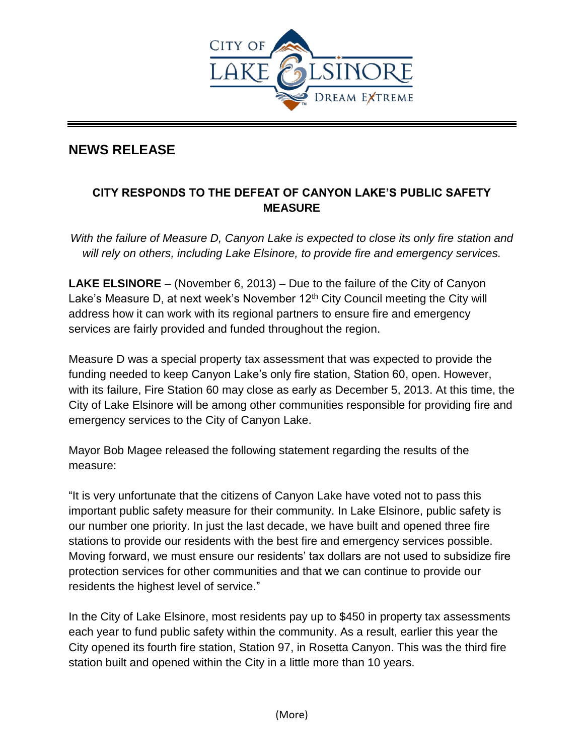CITY OF LAKE ELSINORE DREAM EXTREME

# NEWS RELEASE

## CITY RESPONDS TO THE DEFEAT OF CANYON LAKE'S PUBLIC SAFETY MEASURE

*With the failure of Measure D, Canyon Lake is expected to close its only fire station and will rely on others, including Lake Elsinore, to provide fire and emergency services.*

**LAKE ELSINORE** – (November 6, 2013) – Due to the failure of the City of Canyon Lake's Measure D, at next week's November 12th City Council meeting the City will address how it can work with its regional partners to ensure fire and emergency services are fairly provided and funded throughout the region.

Measure D was a special property tax assessment that was expected to provide the funding needed to keep Canyon Lake's only fire station, Station 60, open. However, with its failure, Fire Station 60 may close as early as December 5, 2013. At this time, the City of Lake Elsinore will be among other communities responsible for providing fire and emergency services to the City of Canyon Lake.

Mayor Bob Magee released the following statement regarding the results of the measure:

"It is very unfortunate that the citizens of Canyon Lake have voted not to pass this important public safety measure for their community. In Lake Elsinore, public safety is our number one priority. In just the last decade, we have built and opened three fire stations to provide our residents with the best fire and emergency services possible. Moving forward, we must ensure our residents' tax dollars are not used to subsidize fire protection services for other communities and that we can continue to provide our residents the highest level of service."

In the City of Lake Elsinore, most residents pay up to $450 in property tax assessments each year to fund public safety within the community. As a result, earlier this year the City opened its fourth fire station, Station 97, in Rosetta Canyon. This was the third fire station built and opened within the City in a little more than 10 years.

(More)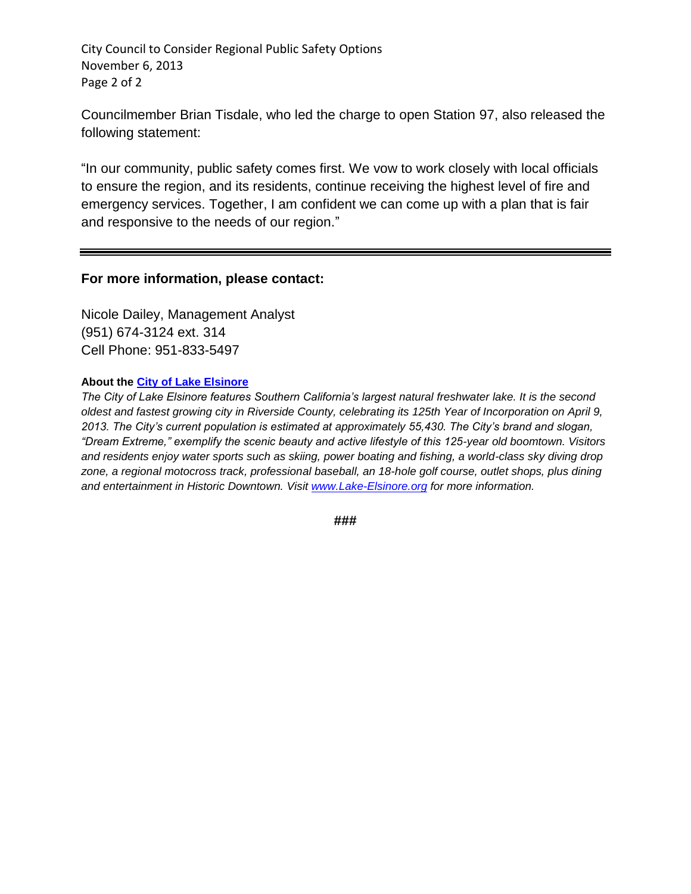Councilmember Brian Tisdale, who led the charge to open Station 97, also released the following statement:

"In our community, public safety comes first. We vow to work closely with local officials to ensure the region, and its residents, continue receiving the highest level of fire and emergency services. Together, I am confident we can come up with a plan that is fair and responsive to the needs of our region."

---

**For more information, please contact:**

Nicole Dailey, Management Analyst
(951) 674-3124 ext. 314
Cell Phone: 951-833-5497

**About the City of Lake Elsinore**

*The City of Lake Elsinore features Southern California's largest natural freshwater lake. It is the second oldest and fastest growing city in Riverside County, celebrating its 125th Year of Incorporation on April 9, 2013. The City's current population is estimated at approximately 55,430. The City's brand and slogan, "Dream Extreme," exemplify the scenic beauty and active lifestyle of this 125-year old boomtown. Visitors and residents enjoy water sports such as skiing, power boating and fishing, a world-class sky diving drop zone, a regional motocross track, professional baseball, an 18-hole golf course, outlet shops, plus dining and entertainment in Historic Downtown. Visit www.Lake-Elsinore.org for more information.*

###